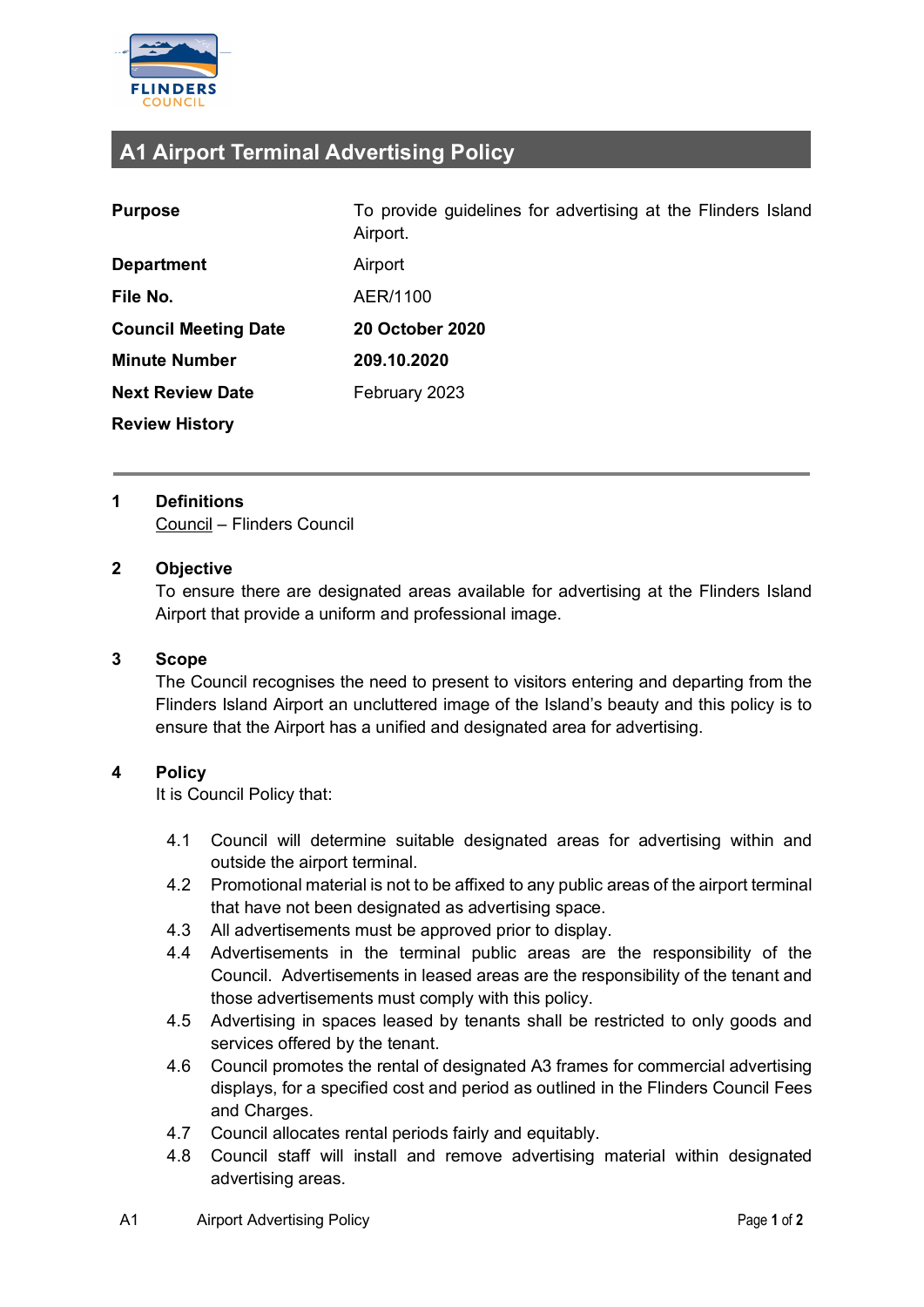# A1 Airport Terminal Advertising Policy

| | |
|---|---|
| **Purpose** | To provide guidelines for advertising at the Flinders Island Airport. |
| **Department** | Airport |
| **File No.** | AER/1100 |
| **Council Meeting Date** | **20 October 2020** |
| **Minute Number** | **209.10.2020** |
| **Next Review Date** | February 2023 |
| **Review History** | |

---

## 1 Definitions

Council – Flinders Council

## 2 Objective

To ensure there are designated areas available for advertising at the Flinders Island Airport that provide a uniform and professional image.

## 3 Scope

The Council recognises the need to present to visitors entering and departing from the Flinders Island Airport an uncluttered image of the Island's beauty and this policy is to ensure that the Airport has a unified and designated area for advertising.

## 4 Policy

It is Council Policy that:

4.1 Council will determine suitable designated areas for advertising within and outside the airport terminal.

4.2 Promotional material is not to be affixed to any public areas of the airport terminal that have not been designated as advertising space.

4.3 All advertisements must be approved prior to display.

4.4 Advertisements in the terminal public areas are the responsibility of the Council. Advertisements in leased areas are the responsibility of the tenant and those advertisements must comply with this policy.

4.5 Advertising in spaces leased by tenants shall be restricted to only goods and services offered by the tenant.

4.6 Council promotes the rental of designated A3 frames for commercial advertising displays, for a specified cost and period as outlined in the Flinders Council Fees and Charges.

4.7 Council allocates rental periods fairly and equitably.

4.8 Council staff will install and remove advertising material within designated advertising areas.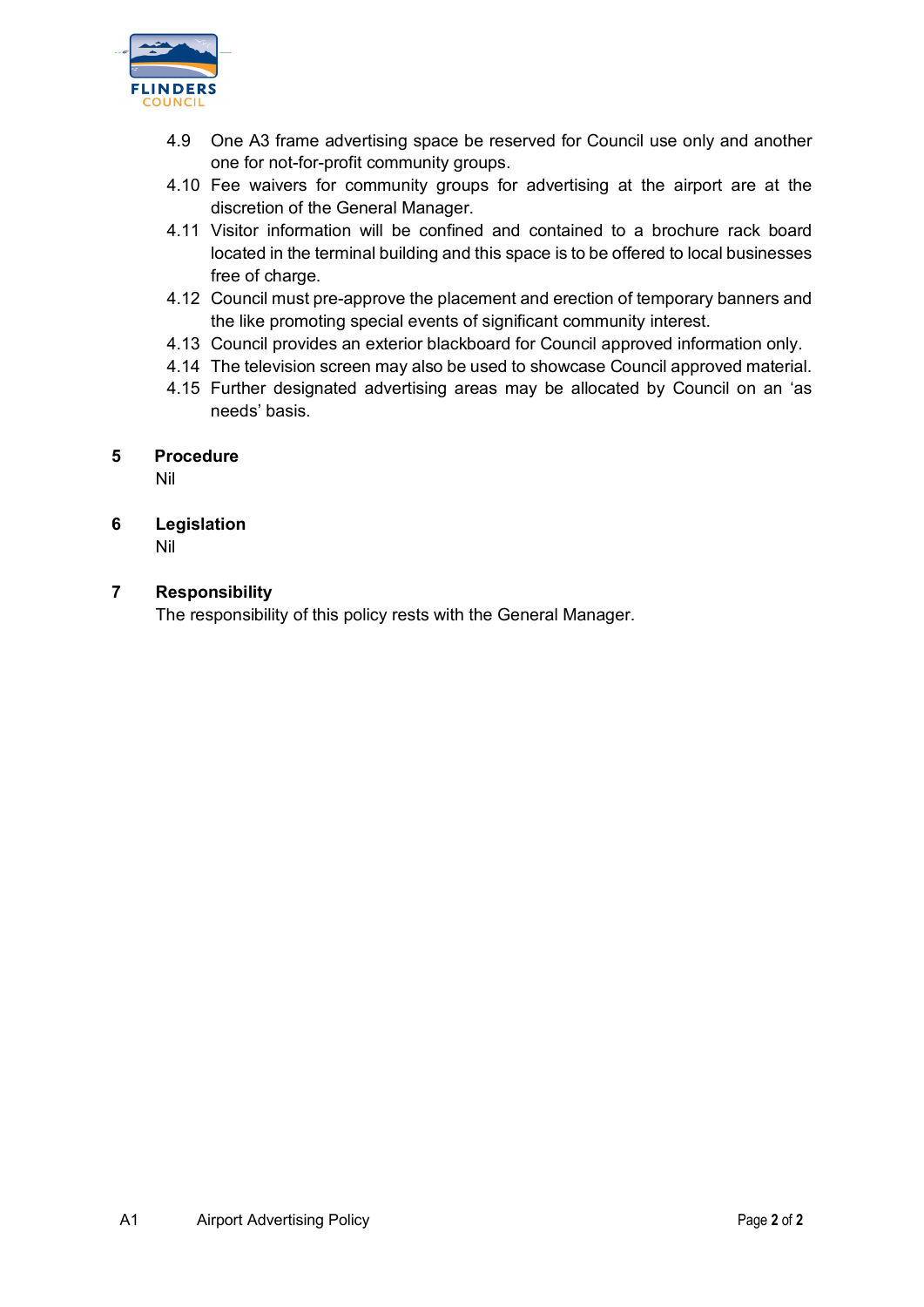4.9 One A3 frame advertising space be reserved for Council use only and another one for not-for-profit community groups.

4.10 Fee waivers for community groups for advertising at the airport are at the discretion of the General Manager.

4.11 Visitor information will be confined and contained to a brochure rack board located in the terminal building and this space is to be offered to local businesses free of charge.

4.12 Council must pre-approve the placement and erection of temporary banners and the like promoting special events of significant community interest.

4.13 Council provides an exterior blackboard for Council approved information only.

4.14 The television screen may also be used to showcase Council approved material.

4.15 Further designated advertising areas may be allocated by Council on an 'as needs' basis.

## 5 Procedure

Nil

## 6 Legislation

Nil

## 7 Responsibility

The responsibility of this policy rests with the General Manager.